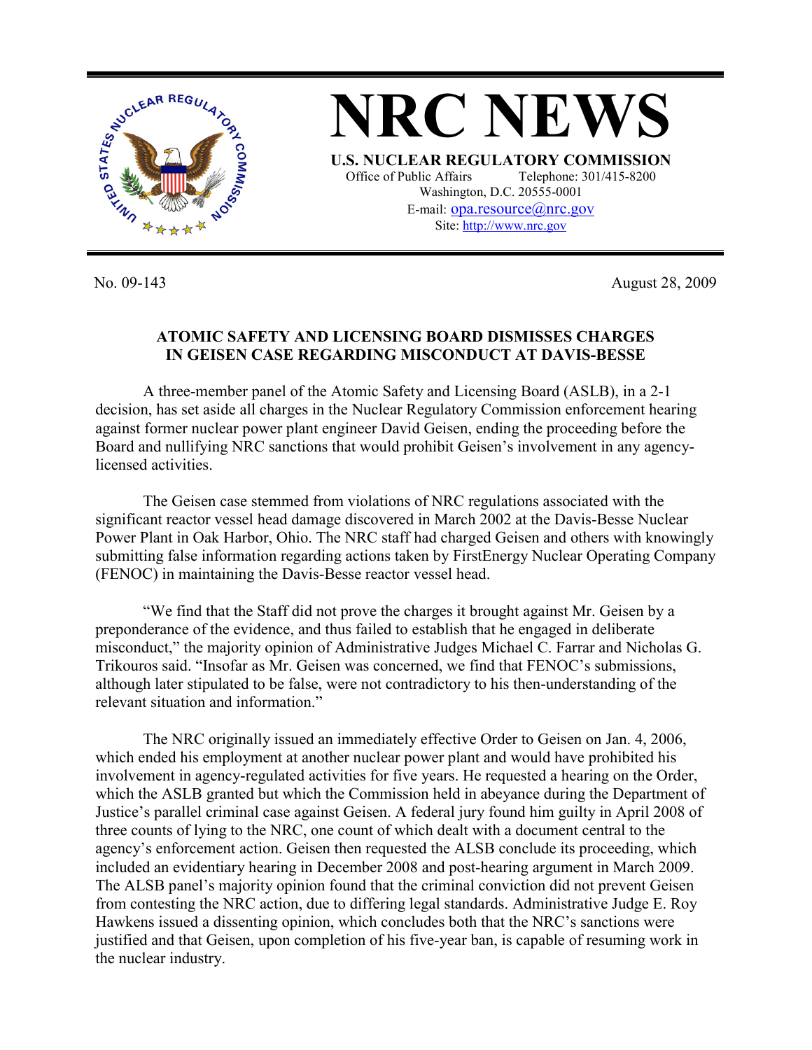# NRC NEWS

**U.S. NUCLEAR REGULATORY COMMISSION**

Office of Public Affairs Telephone: 301/415-8200
Washington, D.C. 20555-0001
E-mail: opa.resource@nrc.gov
Site: http://www.nrc.gov

No. 09-143 August 28, 2009

## ATOMIC SAFETY AND LICENSING BOARD DISMISSES CHARGES IN GEISEN CASE REGARDING MISCONDUCT AT DAVIS-BESSE

A three-member panel of the Atomic Safety and Licensing Board (ASLB), in a 2-1 decision, has set aside all charges in the Nuclear Regulatory Commission enforcement hearing against former nuclear power plant engineer David Geisen, ending the proceeding before the Board and nullifying NRC sanctions that would prohibit Geisen's involvement in any agency-licensed activities.

The Geisen case stemmed from violations of NRC regulations associated with the significant reactor vessel head damage discovered in March 2002 at the Davis-Besse Nuclear Power Plant in Oak Harbor, Ohio. The NRC staff had charged Geisen and others with knowingly submitting false information regarding actions taken by FirstEnergy Nuclear Operating Company (FENOC) in maintaining the Davis-Besse reactor vessel head.

"We find that the Staff did not prove the charges it brought against Mr. Geisen by a preponderance of the evidence, and thus failed to establish that he engaged in deliberate misconduct," the majority opinion of Administrative Judges Michael C. Farrar and Nicholas G. Trikouros said. "Insofar as Mr. Geisen was concerned, we find that FENOC's submissions, although later stipulated to be false, were not contradictory to his then-understanding of the relevant situation and information."

The NRC originally issued an immediately effective Order to Geisen on Jan. 4, 2006, which ended his employment at another nuclear power plant and would have prohibited his involvement in agency-regulated activities for five years. He requested a hearing on the Order, which the ASLB granted but which the Commission held in abeyance during the Department of Justice's parallel criminal case against Geisen. A federal jury found him guilty in April 2008 of three counts of lying to the NRC, one count of which dealt with a document central to the agency's enforcement action. Geisen then requested the ALSB conclude its proceeding, which included an evidentiary hearing in December 2008 and post-hearing argument in March 2009. The ALSB panel's majority opinion found that the criminal conviction did not prevent Geisen from contesting the NRC action, due to differing legal standards. Administrative Judge E. Roy Hawkens issued a dissenting opinion, which concludes both that the NRC's sanctions were justified and that Geisen, upon completion of his five-year ban, is capable of resuming work in the nuclear industry.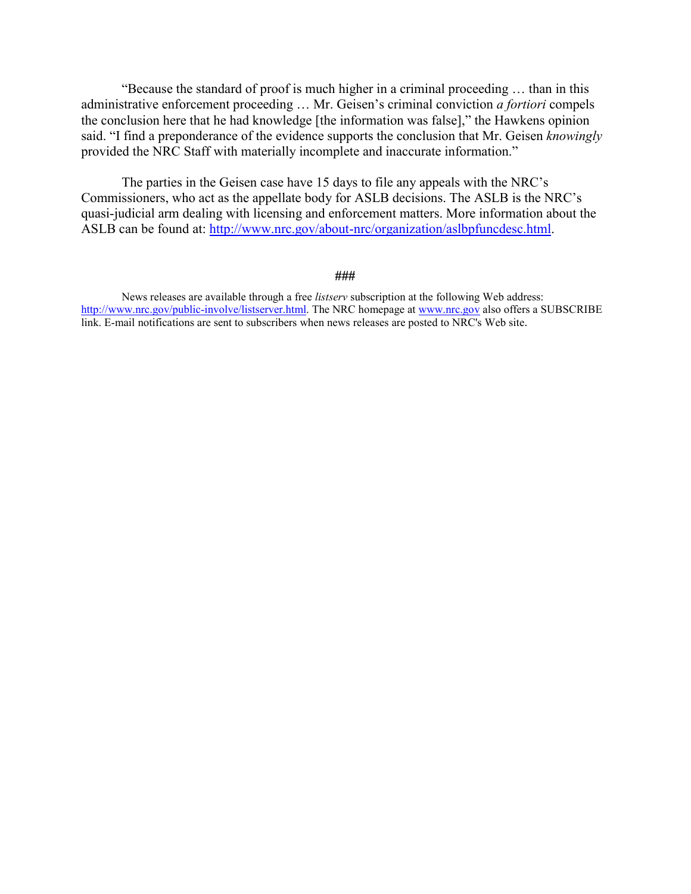"Because the standard of proof is much higher in a criminal proceeding … than in this administrative enforcement proceeding … Mr. Geisen's criminal conviction *a fortiori* compels the conclusion here that he had knowledge [the information was false]," the Hawkens opinion said. "I find a preponderance of the evidence supports the conclusion that Mr. Geisen *knowingly* provided the NRC Staff with materially incomplete and inaccurate information."

The parties in the Geisen case have 15 days to file any appeals with the NRC's Commissioners, who act as the appellate body for ASLB decisions. The ASLB is the NRC's quasi-judicial arm dealing with licensing and enforcement matters. More information about the ASLB can be found at: http://www.nrc.gov/about-nrc/organization/aslbpfuncdesc.html.

###

News releases are available through a free *listserv* subscription at the following Web address: http://www.nrc.gov/public-involve/listserver.html. The NRC homepage at www.nrc.gov also offers a SUBSCRIBE link. E-mail notifications are sent to subscribers when news releases are posted to NRC's Web site.